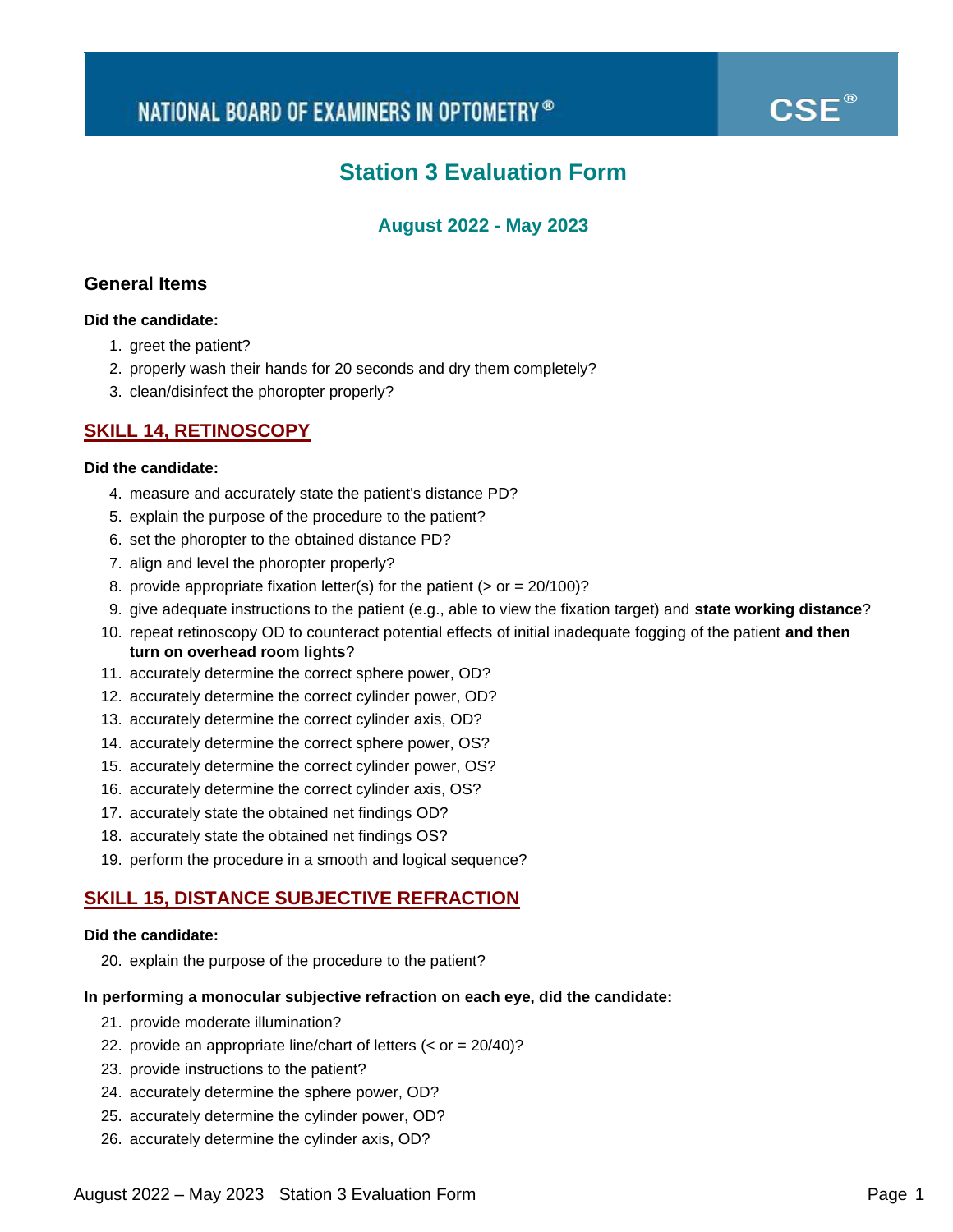NATIONAL BOARD OF EXAMINERS IN OPTOMETRY®

CSE®

# Station 3 Evaluation Form

### August 2022 - May 2023

## General Items

**Did the candidate:**

1. greet the patient?
2. properly wash their hands for 20 seconds and dry them completely?
3. clean/disinfect the phoropter properly?

## SKILL 14, RETINOSCOPY

**Did the candidate:**

4. measure and accurately state the patient's distance PD?
5. explain the purpose of the procedure to the patient?
6. set the phoropter to the obtained distance PD?
7. align and level the phoropter properly?
8. provide appropriate fixation letter(s) for the patient (> or = 20/100)?
9. give adequate instructions to the patient (e.g., able to view the fixation target) and **state working distance**?
10. repeat retinoscopy OD to counteract potential effects of initial inadequate fogging of the patient **and then turn on overhead room lights**?
11. accurately determine the correct sphere power, OD?
12. accurately determine the correct cylinder power, OD?
13. accurately determine the correct cylinder axis, OD?
14. accurately determine the correct sphere power, OS?
15. accurately determine the correct cylinder power, OS?
16. accurately determine the correct cylinder axis, OS?
17. accurately state the obtained net findings OD?
18. accurately state the obtained net findings OS?
19. perform the procedure in a smooth and logical sequence?

## SKILL 15, DISTANCE SUBJECTIVE REFRACTION

**Did the candidate:**

20. explain the purpose of the procedure to the patient?

**In performing a monocular subjective refraction on each eye, did the candidate:**

21. provide moderate illumination?
22. provide an appropriate line/chart of letters (< or = 20/40)?
23. provide instructions to the patient?
24. accurately determine the sphere power, OD?
25. accurately determine the cylinder power, OD?
26. accurately determine the cylinder axis, OD?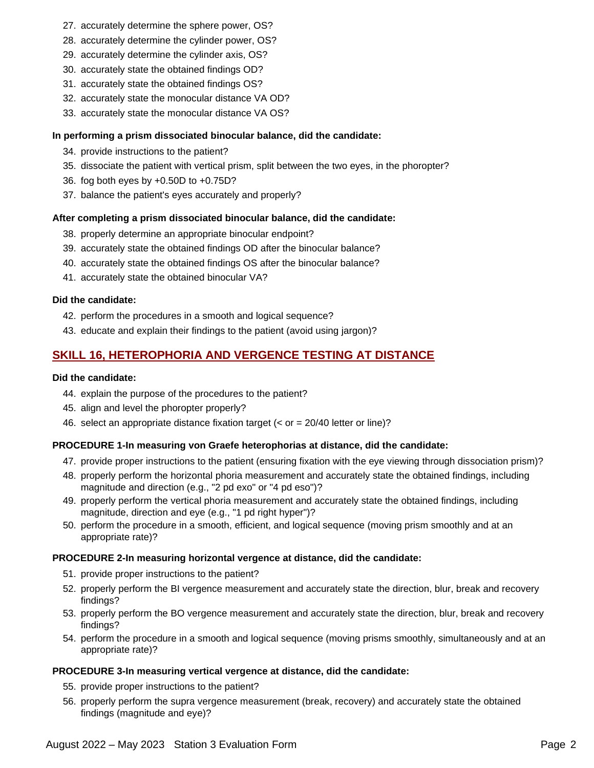27. accurately determine the sphere power, OS?
28. accurately determine the cylinder power, OS?
29. accurately determine the cylinder axis, OS?
30. accurately state the obtained findings OD?
31. accurately state the obtained findings OS?
32. accurately state the monocular distance VA OD?
33. accurately state the monocular distance VA OS?

**In performing a prism dissociated binocular balance, did the candidate:**

34. provide instructions to the patient?
35. dissociate the patient with vertical prism, split between the two eyes, in the phoropter?
36. fog both eyes by +0.50D to +0.75D?
37. balance the patient's eyes accurately and properly?

**After completing a prism dissociated binocular balance, did the candidate:**

38. properly determine an appropriate binocular endpoint?
39. accurately state the obtained findings OD after the binocular balance?
40. accurately state the obtained findings OS after the binocular balance?
41. accurately state the obtained binocular VA?

**Did the candidate:**

42. perform the procedures in a smooth and logical sequence?
43. educate and explain their findings to the patient (avoid using jargon)?

## SKILL 16, HETEROPHORIA AND VERGENCE TESTING AT DISTANCE

**Did the candidate:**

44. explain the purpose of the procedures to the patient?
45. align and level the phoropter properly?
46. select an appropriate distance fixation target (< or = 20/40 letter or line)?

**PROCEDURE 1-In measuring von Graefe heterophorias at distance, did the candidate:**

47. provide proper instructions to the patient (ensuring fixation with the eye viewing through dissociation prism)?
48. properly perform the horizontal phoria measurement and accurately state the obtained findings, including magnitude and direction (e.g., "2 pd exo" or "4 pd eso")?
49. properly perform the vertical phoria measurement and accurately state the obtained findings, including magnitude, direction and eye (e.g., "1 pd right hyper")?
50. perform the procedure in a smooth, efficient, and logical sequence (moving prism smoothly and at an appropriate rate)?

**PROCEDURE 2-In measuring horizontal vergence at distance, did the candidate:**

51. provide proper instructions to the patient?
52. properly perform the BI vergence measurement and accurately state the direction, blur, break and recovery findings?
53. properly perform the BO vergence measurement and accurately state the direction, blur, break and recovery findings?
54. perform the procedure in a smooth and logical sequence (moving prisms smoothly, simultaneously and at an appropriate rate)?

**PROCEDURE 3-In measuring vertical vergence at distance, did the candidate:**

55. provide proper instructions to the patient?
56. properly perform the supra vergence measurement (break, recovery) and accurately state the obtained findings (magnitude and eye)?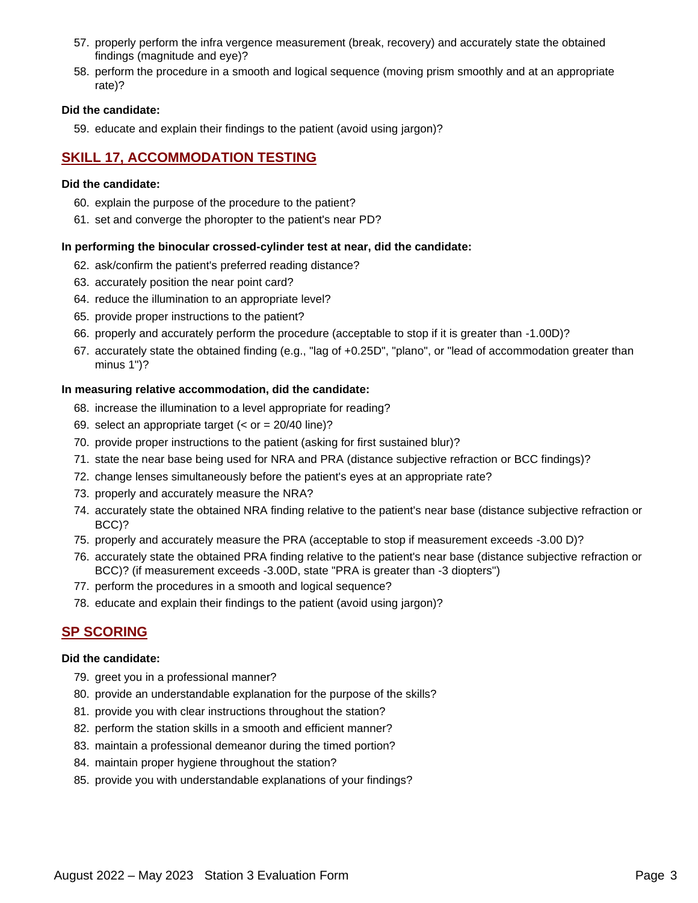57. properly perform the infra vergence measurement (break, recovery) and accurately state the obtained findings (magnitude and eye)?
58. perform the procedure in a smooth and logical sequence (moving prism smoothly and at an appropriate rate)?

**Did the candidate:**

59. educate and explain their findings to the patient (avoid using jargon)?

## SKILL 17, ACCOMMODATION TESTING

**Did the candidate:**

60. explain the purpose of the procedure to the patient?
61. set and converge the phoropter to the patient's near PD?

**In performing the binocular crossed-cylinder test at near, did the candidate:**

62. ask/confirm the patient's preferred reading distance?
63. accurately position the near point card?
64. reduce the illumination to an appropriate level?
65. provide proper instructions to the patient?
66. properly and accurately perform the procedure (acceptable to stop if it is greater than -1.00D)?
67. accurately state the obtained finding (e.g., "lag of +0.25D", "plano", or "lead of accommodation greater than minus 1")?

**In measuring relative accommodation, did the candidate:**

68. increase the illumination to a level appropriate for reading?
69. select an appropriate target (< or = 20/40 line)?
70. provide proper instructions to the patient (asking for first sustained blur)?
71. state the near base being used for NRA and PRA (distance subjective refraction or BCC findings)?
72. change lenses simultaneously before the patient's eyes at an appropriate rate?
73. properly and accurately measure the NRA?
74. accurately state the obtained NRA finding relative to the patient's near base (distance subjective refraction or BCC)?
75. properly and accurately measure the PRA (acceptable to stop if measurement exceeds -3.00 D)?
76. accurately state the obtained PRA finding relative to the patient's near base (distance subjective refraction or BCC)? (if measurement exceeds -3.00D, state "PRA is greater than -3 diopters")
77. perform the procedures in a smooth and logical sequence?
78. educate and explain their findings to the patient (avoid using jargon)?

## SP SCORING

**Did the candidate:**

79. greet you in a professional manner?
80. provide an understandable explanation for the purpose of the skills?
81. provide you with clear instructions throughout the station?
82. perform the station skills in a smooth and efficient manner?
83. maintain a professional demeanor during the timed portion?
84. maintain proper hygiene throughout the station?
85. provide you with understandable explanations of your findings?